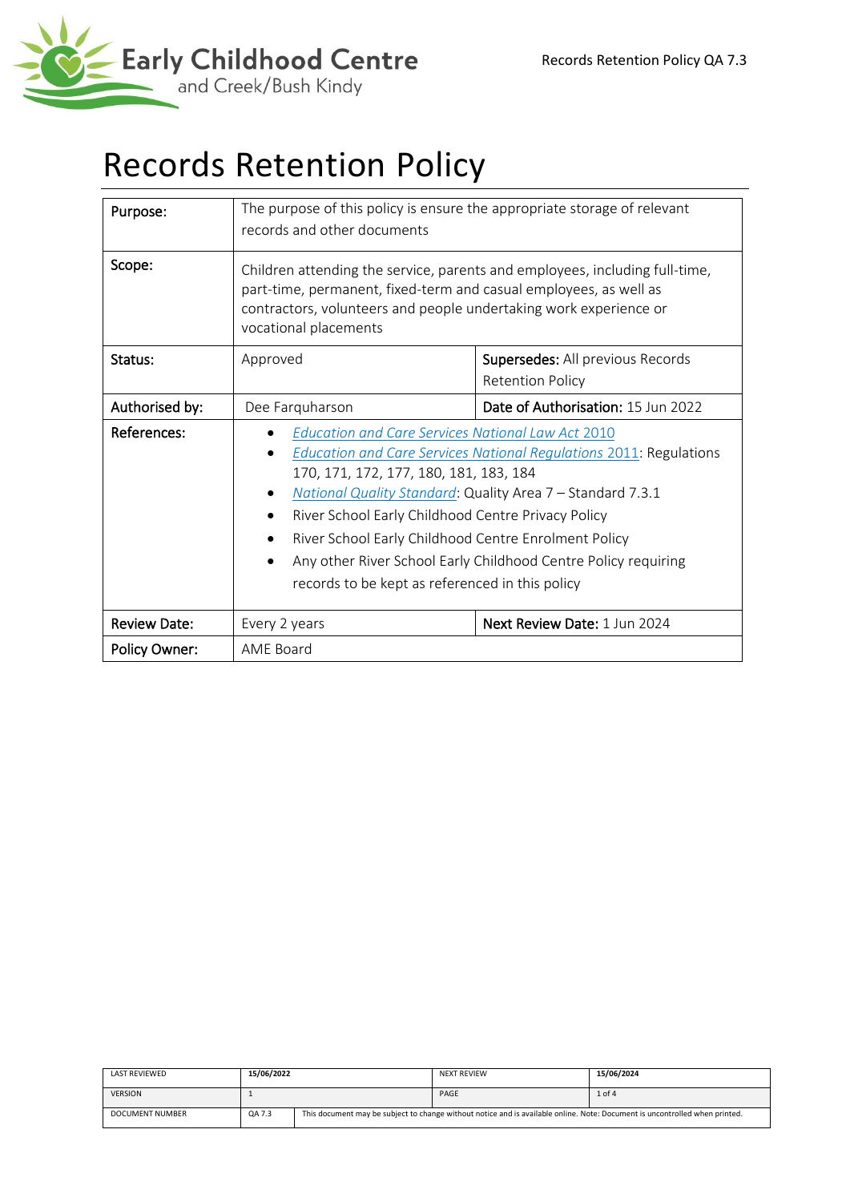# Records Retention Policy

| Purpose: | The purpose of this policy is ensure the appropriate storage of relevant records and other documents | |
|---|---|---|
| Scope: | Children attending the service, parents and employees, including full-time, part-time, permanent, fixed-term and casual employees, as well as contractors, volunteers and people undertaking work experience or vocational placements | |
| Status: | Approved | **Supersedes:** All previous Records Retention Policy |
| Authorised by: | Dee Farquharson | **Date of Authorisation:** 15 Jun 2022 |
| References: | • *Education and Care Services National Law Act 2010*<br>• *Education and Care Services National Regulations 2011*: Regulations 170, 171, 172, 177, 180, 181, 183, 184<br>• *National Quality Standard*: Quality Area 7 – Standard 7.3.1<br>• River School Early Childhood Centre Privacy Policy<br>• River School Early Childhood Centre Enrolment Policy<br>• Any other River School Early Childhood Centre Policy requiring records to be kept as referenced in this policy | |
| Review Date: | Every 2 years | **Next Review Date:** 1 Jun 2024 |
| Policy Owner: | AME Board | |

| LAST REVIEWED | 15/06/2022 | NEXT REVIEW | 15/06/2024 |
|---|---|---|---|
| VERSION | 1 | PAGE | 1 of 4 |
| DOCUMENT NUMBER | QA 7.3 | This document may be subject to change without notice and is available online. Note: Document is uncontrolled when printed. | |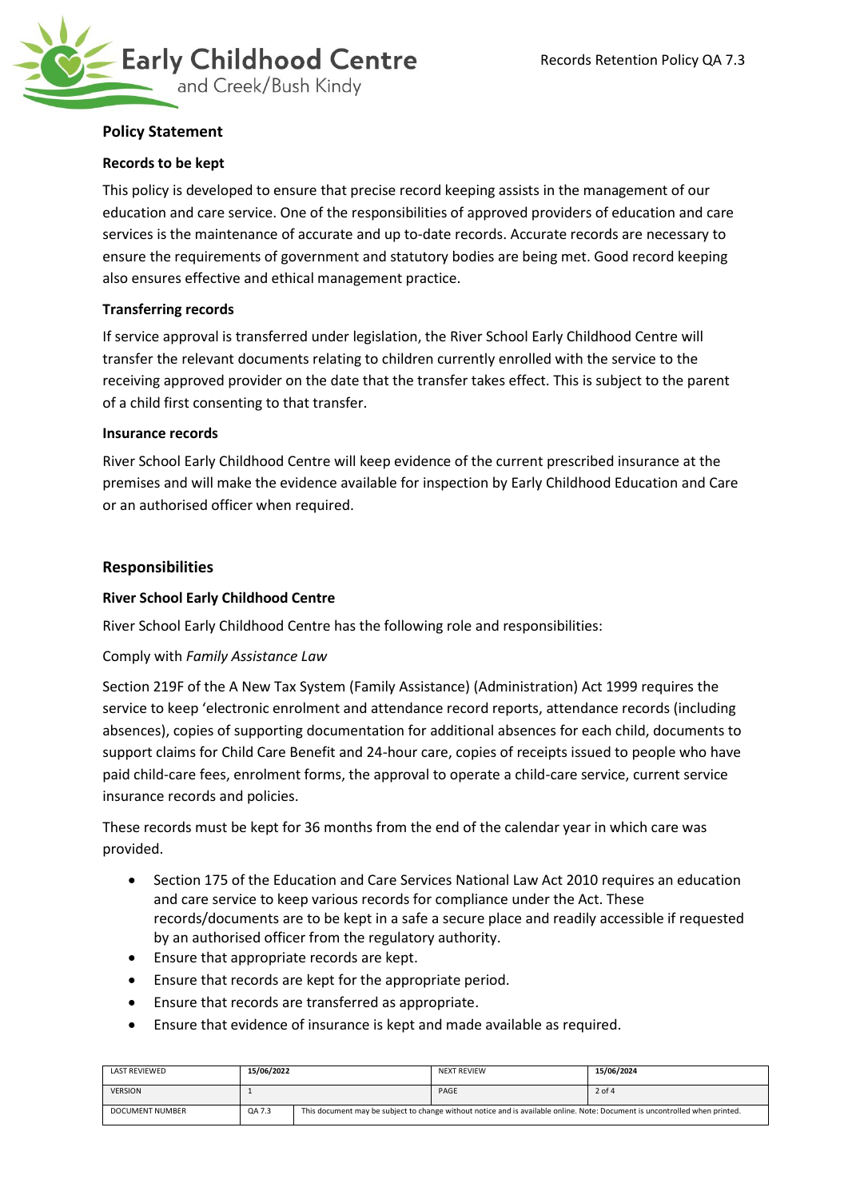## Policy Statement

### Records to be kept

This policy is developed to ensure that precise record keeping assists in the management of our education and care service. One of the responsibilities of approved providers of education and care services is the maintenance of accurate and up to-date records. Accurate records are necessary to ensure the requirements of government and statutory bodies are being met. Good record keeping also ensures effective and ethical management practice.

### Transferring records

If service approval is transferred under legislation, the River School Early Childhood Centre will transfer the relevant documents relating to children currently enrolled with the service to the receiving approved provider on the date that the transfer takes effect. This is subject to the parent of a child first consenting to that transfer.

### Insurance records

River School Early Childhood Centre will keep evidence of the current prescribed insurance at the premises and will make the evidence available for inspection by Early Childhood Education and Care or an authorised officer when required.

## Responsibilities

### River School Early Childhood Centre

River School Early Childhood Centre has the following role and responsibilities:

Comply with *Family Assistance Law*

Section 219F of the A New Tax System (Family Assistance) (Administration) Act 1999 requires the service to keep 'electronic enrolment and attendance record reports, attendance records (including absences), copies of supporting documentation for additional absences for each child, documents to support claims for Child Care Benefit and 24-hour care, copies of receipts issued to people who have paid child-care fees, enrolment forms, the approval to operate a child-care service, current service insurance records and policies.

These records must be kept for 36 months from the end of the calendar year in which care was provided.

- Section 175 of the Education and Care Services National Law Act 2010 requires an education and care service to keep various records for compliance under the Act. These records/documents are to be kept in a safe a secure place and readily accessible if requested by an authorised officer from the regulatory authority.
- Ensure that appropriate records are kept.
- Ensure that records are kept for the appropriate period.
- Ensure that records are transferred as appropriate.
- Ensure that evidence of insurance is kept and made available as required.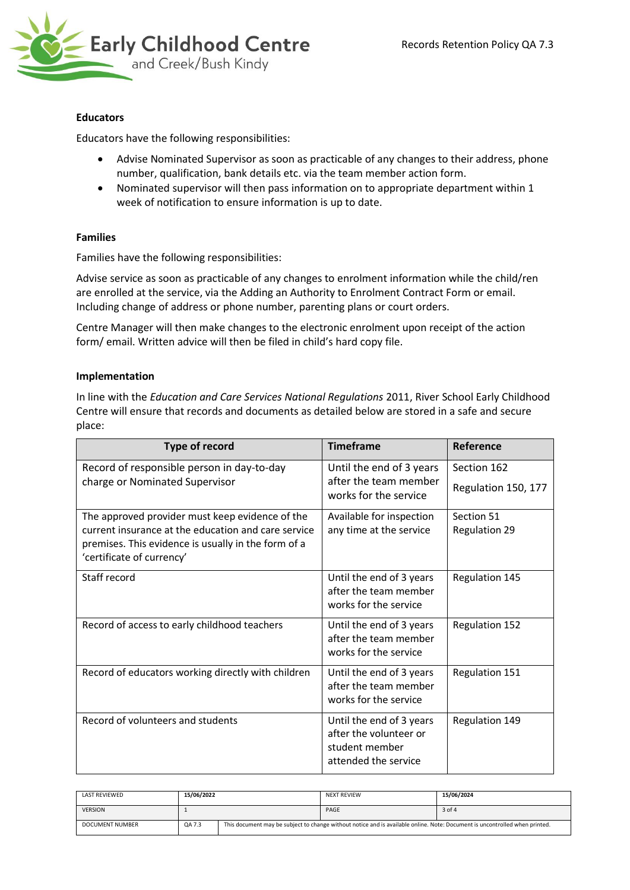**Educators**

Educators have the following responsibilities:

- Advise Nominated Supervisor as soon as practicable of any changes to their address, phone number, qualification, bank details etc. via the team member action form.
- Nominated supervisor will then pass information on to appropriate department within 1 week of notification to ensure information is up to date.

**Families**

Families have the following responsibilities:

Advise service as soon as practicable of any changes to enrolment information while the child/ren are enrolled at the service, via the Adding an Authority to Enrolment Contract Form or email. Including change of address or phone number, parenting plans or court orders.

Centre Manager will then make changes to the electronic enrolment upon receipt of the action form/ email. Written advice will then be filed in child's hard copy file.

**Implementation**

In line with the *Education and Care Services National Regulations* 2011, River School Early Childhood Centre will ensure that records and documents as detailed below are stored in a safe and secure place:

| Type of record | Timeframe | Reference |
|---|---|---|
| Record of responsible person in day-to-day charge or Nominated Supervisor | Until the end of 3 years after the team member works for the service | Section 162<br>Regulation 150, 177 |
| The approved provider must keep evidence of the current insurance at the education and care service premises. This evidence is usually in the form of a 'certificate of currency' | Available for inspection any time at the service | Section 51<br>Regulation 29 |
| Staff record | Until the end of 3 years after the team member works for the service | Regulation 145 |
| Record of access to early childhood teachers | Until the end of 3 years after the team member works for the service | Regulation 152 |
| Record of educators working directly with children | Until the end of 3 years after the team member works for the service | Regulation 151 |
| Record of volunteers and students | Until the end of 3 years after the volunteer or student member attended the service | Regulation 149 |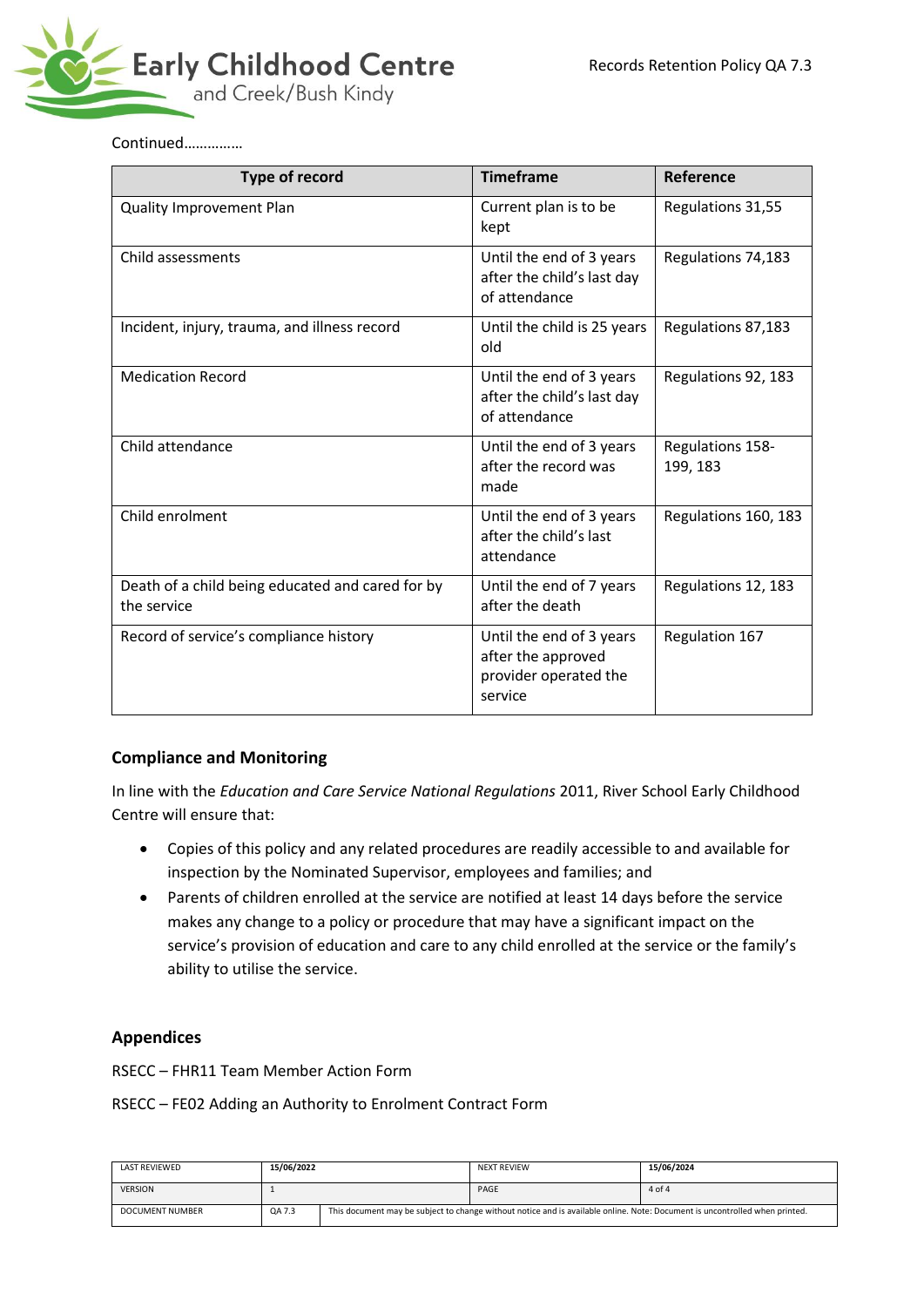Continued……………

| Type of record | Timeframe | Reference |
|---|---|---|
| Quality Improvement Plan | Current plan is to be kept | Regulations 31,55 |
| Child assessments | Until the end of 3 years after the child's last day of attendance | Regulations 74,183 |
| Incident, injury, trauma, and illness record | Until the child is 25 years old | Regulations 87,183 |
| Medication Record | Until the end of 3 years after the child's last day of attendance | Regulations 92, 183 |
| Child attendance | Until the end of 3 years after the record was made | Regulations 158-199, 183 |
| Child enrolment | Until the end of 3 years after the child's last attendance | Regulations 160, 183 |
| Death of a child being educated and cared for by the service | Until the end of 7 years after the death | Regulations 12, 183 |
| Record of service's compliance history | Until the end of 3 years after the approved provider operated the service | Regulation 167 |

## Compliance and Monitoring

In line with the *Education and Care Service National Regulations* 2011, River School Early Childhood Centre will ensure that:

- Copies of this policy and any related procedures are readily accessible to and available for inspection by the Nominated Supervisor, employees and families; and
- Parents of children enrolled at the service are notified at least 14 days before the service makes any change to a policy or procedure that may have a significant impact on the service's provision of education and care to any child enrolled at the service or the family's ability to utilise the service.

## Appendices

RSECC – FHR11 Team Member Action Form

RSECC – FE02 Adding an Authority to Enrolment Contract Form

| | | | |
|---|---|---|---|
| LAST REVIEWED | 15/06/2022 | NEXT REVIEW | 15/06/2024 |
| VERSION | 1 | PAGE | 4 of 4 |
| DOCUMENT NUMBER | QA 7.3 | This document may be subject to change without notice and is available online. Note: Document is uncontrolled when printed. | |